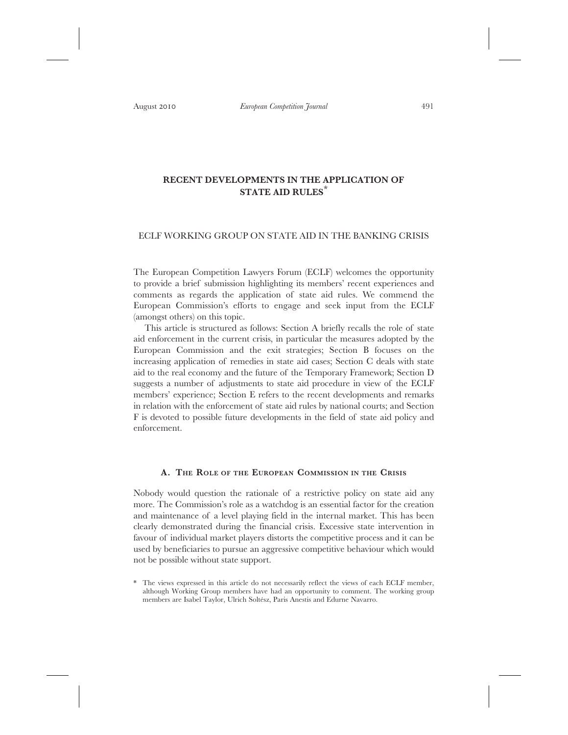# RECENT DEVELOPMENTS IN THE APPLICATION OF STATE AID RULES*

## ECLF WORKING GROUP ON STATE AID IN THE BANKING CRISIS

The European Competition Lawyers Forum (ECLF) welcomes the opportunity to provide a brief submission highlighting its members' recent experiences and comments as regards the application of state aid rules. We commend the European Commission's efforts to engage and seek input from the ECLF (amongst others) on this topic.

This article is structured as follows: Section A briefly recalls the role of state aid enforcement in the current crisis, in particular the measures adopted by the European Commission and the exit strategies; Section B focuses on the increasing application of remedies in state aid cases; Section C deals with state aid to the real economy and the future of the Temporary Framework; Section D suggests a number of adjustments to state aid procedure in view of the ECLF members' experience; Section E refers to the recent developments and remarks in relation with the enforcement of state aid rules by national courts; and Section F is devoted to possible future developments in the field of state aid policy and enforcement.

### A. The Role of the European Commission in the Crisis

Nobody would question the rationale of a restrictive policy on state aid any more. The Commission's role as a watchdog is an essential factor for the creation and maintenance of a level playing field in the internal market. This has been clearly demonstrated during the financial crisis. Excessive state intervention in favour of individual market players distorts the competitive process and it can be used by beneficiaries to pursue an aggressive competitive behaviour which would not be possible without state support.

\* The views expressed in this article do not necessarily reflect the views of each ECLF member, although Working Group members have had an opportunity to comment. The working group members are Isabel Taylor, Ulrich Soltész, Paris Anestis and Edurne Navarro.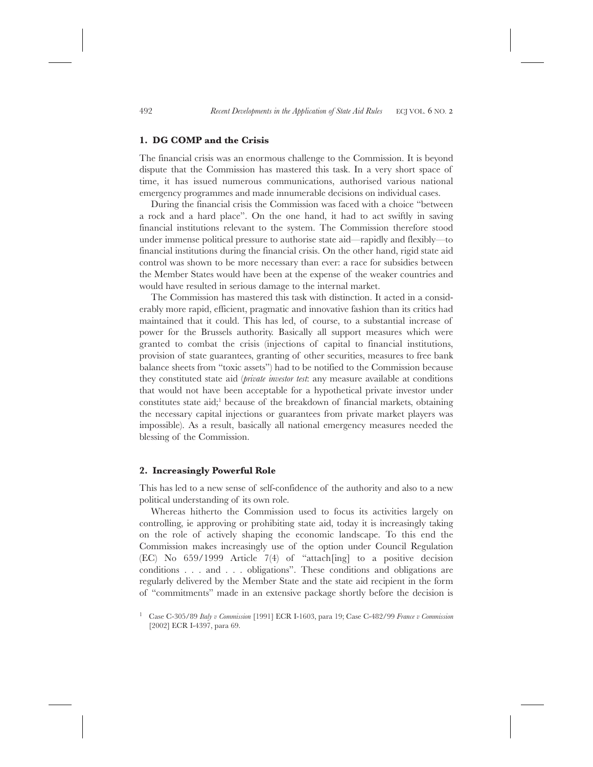## 1. DG COMP and the Crisis

The financial crisis was an enormous challenge to the Commission. It is beyond dispute that the Commission has mastered this task. In a very short space of time, it has issued numerous communications, authorised various national emergency programmes and made innumerable decisions on individual cases.

During the financial crisis the Commission was faced with a choice "between a rock and a hard place". On the one hand, it had to act swiftly in saving financial institutions relevant to the system. The Commission therefore stood under immense political pressure to authorise state aid—rapidly and flexibly—to financial institutions during the financial crisis. On the other hand, rigid state aid control was shown to be more necessary than ever: a race for subsidies between the Member States would have been at the expense of the weaker countries and would have resulted in serious damage to the internal market.

The Commission has mastered this task with distinction. It acted in a considerably more rapid, efficient, pragmatic and innovative fashion than its critics had maintained that it could. This has led, of course, to a substantial increase of power for the Brussels authority. Basically all support measures which were granted to combat the crisis (injections of capital to financial institutions, provision of state guarantees, granting of other securities, measures to free bank balance sheets from "toxic assets") had to be notified to the Commission because they constituted state aid (*private investor test*: any measure available at conditions that would not have been acceptable for a hypothetical private investor under constitutes state aid;[1] because of the breakdown of financial markets, obtaining the necessary capital injections or guarantees from private market players was impossible). As a result, basically all national emergency measures needed the blessing of the Commission.

## 2. Increasingly Powerful Role

This has led to a new sense of self-confidence of the authority and also to a new political understanding of its own role.

Whereas hitherto the Commission used to focus its activities largely on controlling, ie approving or prohibiting state aid, today it is increasingly taking on the role of actively shaping the economic landscape. To this end the Commission makes increasingly use of the option under Council Regulation (EC) No 659/1999 Article 7(4) of "attach[ing] to a positive decision conditions . . . and . . . obligations". These conditions and obligations are regularly delivered by the Member State and the state aid recipient in the form of "commitments" made in an extensive package shortly before the decision is

[1] Case C-305/89 *Italy v Commission* [1991] ECR I-1603, para 19; Case C-482/99 *France v Commission* [2002] ECR I-4397, para 69.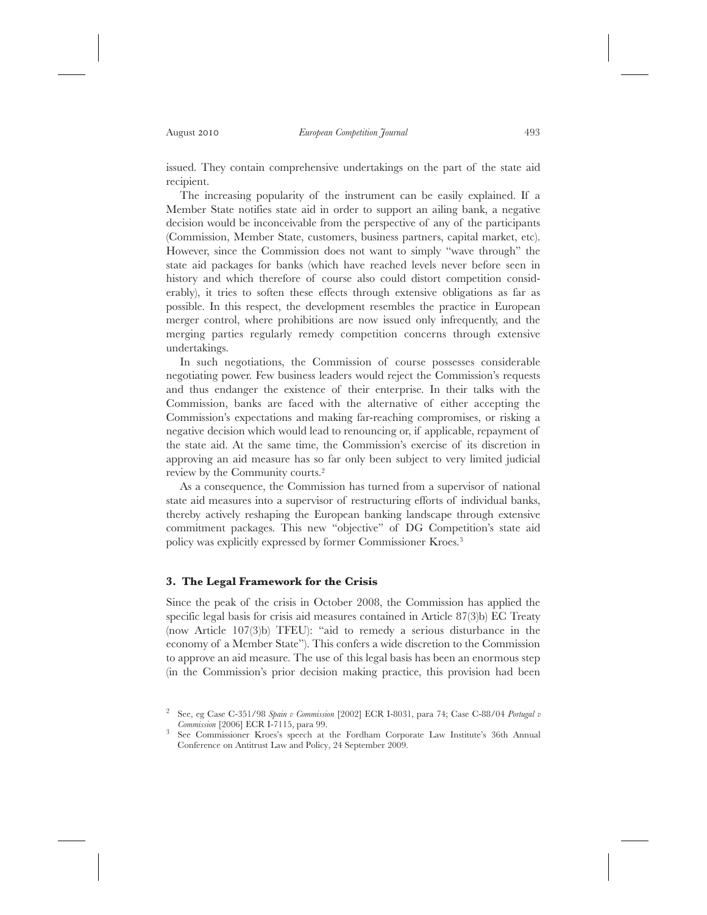issued. They contain comprehensive undertakings on the part of the state aid recipient.

The increasing popularity of the instrument can be easily explained. If a Member State notifies state aid in order to support an ailing bank, a negative decision would be inconceivable from the perspective of any of the participants (Commission, Member State, customers, business partners, capital market, etc). However, since the Commission does not want to simply "wave through" the state aid packages for banks (which have reached levels never before seen in history and which therefore of course also could distort competition considerably), it tries to soften these effects through extensive obligations as far as possible. In this respect, the development resembles the practice in European merger control, where prohibitions are now issued only infrequently, and the merging parties regularly remedy competition concerns through extensive undertakings.

In such negotiations, the Commission of course possesses considerable negotiating power. Few business leaders would reject the Commission's requests and thus endanger the existence of their enterprise. In their talks with the Commission, banks are faced with the alternative of either accepting the Commission's expectations and making far-reaching compromises, or risking a negative decision which would lead to renouncing or, if applicable, repayment of the state aid. At the same time, the Commission's exercise of its discretion in approving an aid measure has so far only been subject to very limited judicial review by the Community courts.[2]

As a consequence, the Commission has turned from a supervisor of national state aid measures into a supervisor of restructuring efforts of individual banks, thereby actively reshaping the European banking landscape through extensive commitment packages. This new "objective" of DG Competition's state aid policy was explicitly expressed by former Commissioner Kroes.[3]

## 3. The Legal Framework for the Crisis

Since the peak of the crisis in October 2008, the Commission has applied the specific legal basis for crisis aid measures contained in Article 87(3)b) EC Treaty (now Article 107(3)b) TFEU): "aid to remedy a serious disturbance in the economy of a Member State"). This confers a wide discretion to the Commission to approve an aid measure. The use of this legal basis has been an enormous step (in the Commission's prior decision making practice, this provision had been

---

[2] See, eg Case C-351/98 *Spain v Commission* [2002] ECR I-8031, para 74; Case C-88/04 *Portugal v Commission* [2006] ECR I-7115, para 99.

[3] See Commissioner Kroes's speech at the Fordham Corporate Law Institute's 36th Annual Conference on Antitrust Law and Policy, 24 September 2009.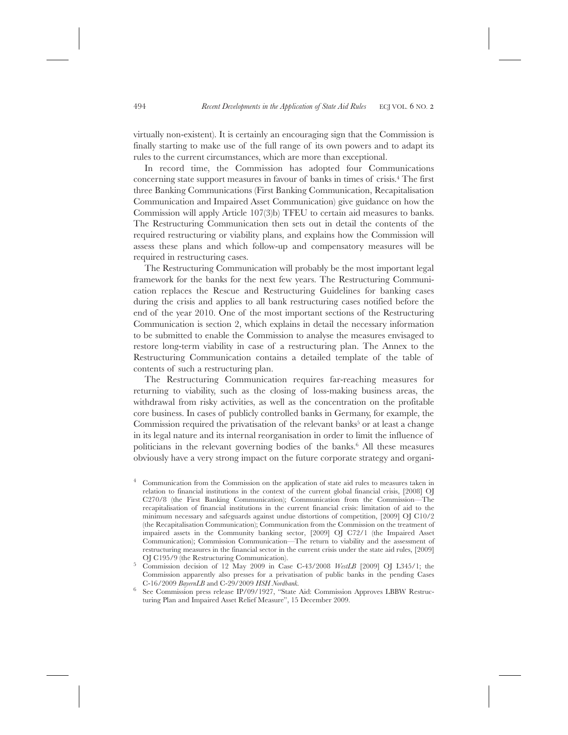virtually non-existent). It is certainly an encouraging sign that the Commission is finally starting to make use of the full range of its own powers and to adapt its rules to the current circumstances, which are more than exceptional.

In record time, the Commission has adopted four Communications concerning state support measures in favour of banks in times of crisis.[4] The first three Banking Communications (First Banking Communication, Recapitalisation Communication and Impaired Asset Communication) give guidance on how the Commission will apply Article 107(3)b) TFEU to certain aid measures to banks. The Restructuring Communication then sets out in detail the contents of the required restructuring or viability plans, and explains how the Commission will assess these plans and which follow-up and compensatory measures will be required in restructuring cases.

The Restructuring Communication will probably be the most important legal framework for the banks for the next few years. The Restructuring Communication replaces the Rescue and Restructuring Guidelines for banking cases during the crisis and applies to all bank restructuring cases notified before the end of the year 2010. One of the most important sections of the Restructuring Communication is section 2, which explains in detail the necessary information to be submitted to enable the Commission to analyse the measures envisaged to restore long-term viability in case of a restructuring plan. The Annex to the Restructuring Communication contains a detailed template of the table of contents of such a restructuring plan.

The Restructuring Communication requires far-reaching measures for returning to viability, such as the closing of loss-making business areas, the withdrawal from risky activities, as well as the concentration on the profitable core business. In cases of publicly controlled banks in Germany, for example, the Commission required the privatisation of the relevant banks[5] or at least a change in its legal nature and its internal reorganisation in order to limit the influence of politicians in the relevant governing bodies of the banks.[6] All these measures obviously have a very strong impact on the future corporate strategy and organi-

---

[4] Communication from the Commission on the application of state aid rules to measures taken in relation to financial institutions in the context of the current global financial crisis, [2008] OJ C270/8 (the First Banking Communication); Communication from the Commission—The recapitalisation of financial institutions in the current financial crisis: limitation of aid to the minimum necessary and safeguards against undue distortions of competition, [2009] OJ C10/2 (the Recapitalisation Communication); Communication from the Commission on the treatment of impaired assets in the Community banking sector, [2009] OJ C72/1 (the Impaired Asset Communication); Commission Communication—The return to viability and the assessment of restructuring measures in the financial sector in the current crisis under the state aid rules, [2009] OJ C195/9 (the Restructuring Communication).

[5] Commission decision of 12 May 2009 in Case C-43/2008 *WestLB* [2009] OJ L345/1; the Commission apparently also presses for a privatisation of public banks in the pending Cases C-16/2009 *BayernLB* and C-29/2009 *HSH Nordbank*.

[6] See Commission press release IP/09/1927, "State Aid: Commission Approves LBBW Restructuring Plan and Impaired Asset Relief Measure", 15 December 2009.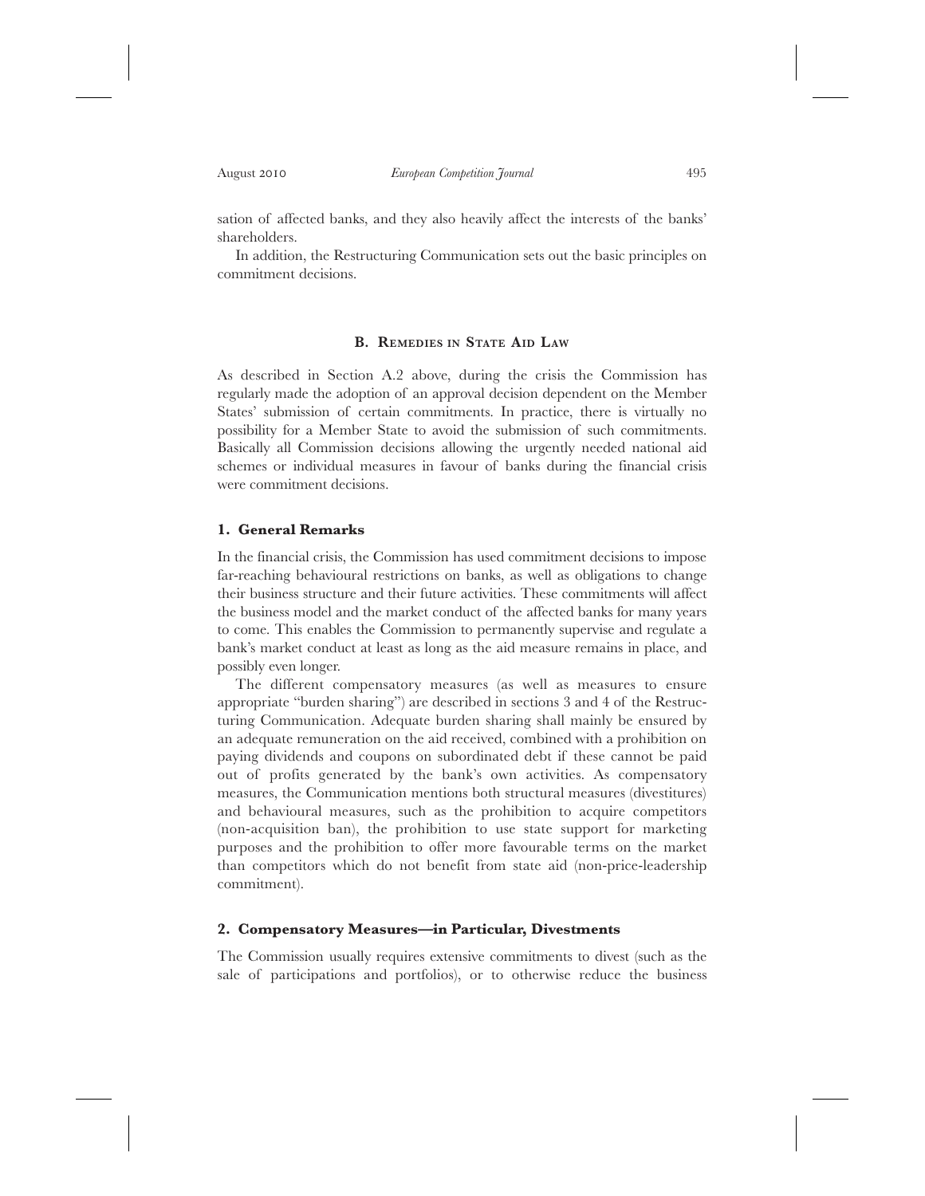sation of affected banks, and they also heavily affect the interests of the banks' shareholders.

In addition, the Restructuring Communication sets out the basic principles on commitment decisions.

## B. Remedies in State Aid Law

As described in Section A.2 above, during the crisis the Commission has regularly made the adoption of an approval decision dependent on the Member States' submission of certain commitments. In practice, there is virtually no possibility for a Member State to avoid the submission of such commitments. Basically all Commission decisions allowing the urgently needed national aid schemes or individual measures in favour of banks during the financial crisis were commitment decisions.

### 1. General Remarks

In the financial crisis, the Commission has used commitment decisions to impose far-reaching behavioural restrictions on banks, as well as obligations to change their business structure and their future activities. These commitments will affect the business model and the market conduct of the affected banks for many years to come. This enables the Commission to permanently supervise and regulate a bank's market conduct at least as long as the aid measure remains in place, and possibly even longer.

The different compensatory measures (as well as measures to ensure appropriate "burden sharing") are described in sections 3 and 4 of the Restructuring Communication. Adequate burden sharing shall mainly be ensured by an adequate remuneration on the aid received, combined with a prohibition on paying dividends and coupons on subordinated debt if these cannot be paid out of profits generated by the bank's own activities. As compensatory measures, the Communication mentions both structural measures (divestitures) and behavioural measures, such as the prohibition to acquire competitors (non-acquisition ban), the prohibition to use state support for marketing purposes and the prohibition to offer more favourable terms on the market than competitors which do not benefit from state aid (non-price-leadership commitment).

### 2. Compensatory Measures—in Particular, Divestments

The Commission usually requires extensive commitments to divest (such as the sale of participations and portfolios), or to otherwise reduce the business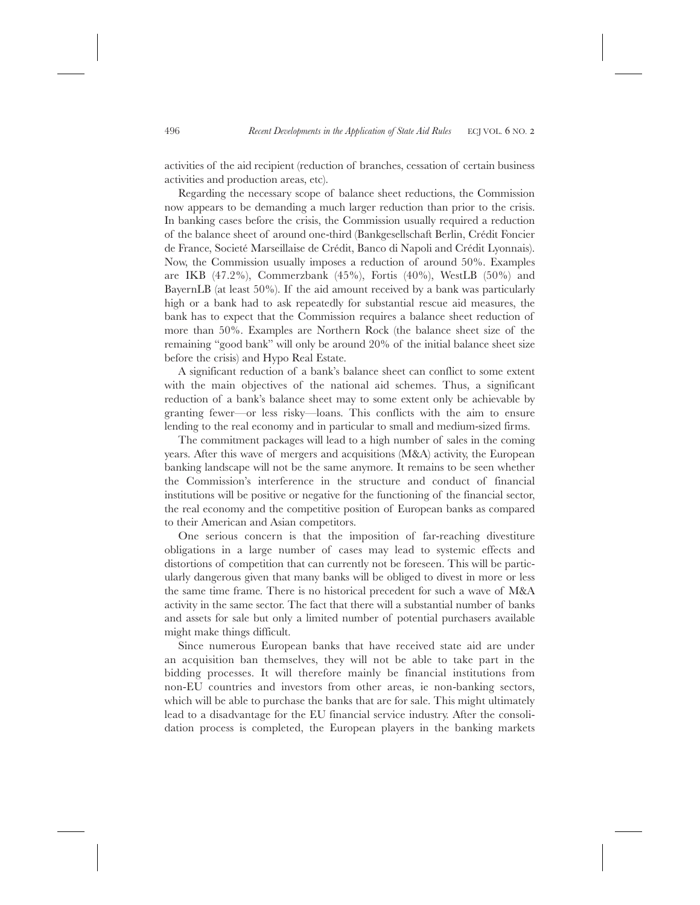activities of the aid recipient (reduction of branches, cessation of certain business activities and production areas, etc).

Regarding the necessary scope of balance sheet reductions, the Commission now appears to be demanding a much larger reduction than prior to the crisis. In banking cases before the crisis, the Commission usually required a reduction of the balance sheet of around one-third (Bankgesellschaft Berlin, Crédit Foncier de France, Societé Marseillaise de Crédit, Banco di Napoli and Crédit Lyonnais). Now, the Commission usually imposes a reduction of around 50%. Examples are IKB (47.2%), Commerzbank (45%), Fortis (40%), WestLB (50%) and BayernLB (at least 50%). If the aid amount received by a bank was particularly high or a bank had to ask repeatedly for substantial rescue aid measures, the bank has to expect that the Commission requires a balance sheet reduction of more than 50%. Examples are Northern Rock (the balance sheet size of the remaining "good bank" will only be around 20% of the initial balance sheet size before the crisis) and Hypo Real Estate.

A significant reduction of a bank's balance sheet can conflict to some extent with the main objectives of the national aid schemes. Thus, a significant reduction of a bank's balance sheet may to some extent only be achievable by granting fewer—or less risky—loans. This conflicts with the aim to ensure lending to the real economy and in particular to small and medium-sized firms.

The commitment packages will lead to a high number of sales in the coming years. After this wave of mergers and acquisitions (M&A) activity, the European banking landscape will not be the same anymore. It remains to be seen whether the Commission's interference in the structure and conduct of financial institutions will be positive or negative for the functioning of the financial sector, the real economy and the competitive position of European banks as compared to their American and Asian competitors.

One serious concern is that the imposition of far-reaching divestiture obligations in a large number of cases may lead to systemic effects and distortions of competition that can currently not be foreseen. This will be particularly dangerous given that many banks will be obliged to divest in more or less the same time frame. There is no historical precedent for such a wave of M&A activity in the same sector. The fact that there will a substantial number of banks and assets for sale but only a limited number of potential purchasers available might make things difficult.

Since numerous European banks that have received state aid are under an acquisition ban themselves, they will not be able to take part in the bidding processes. It will therefore mainly be financial institutions from non-EU countries and investors from other areas, ie non-banking sectors, which will be able to purchase the banks that are for sale. This might ultimately lead to a disadvantage for the EU financial service industry. After the consolidation process is completed, the European players in the banking markets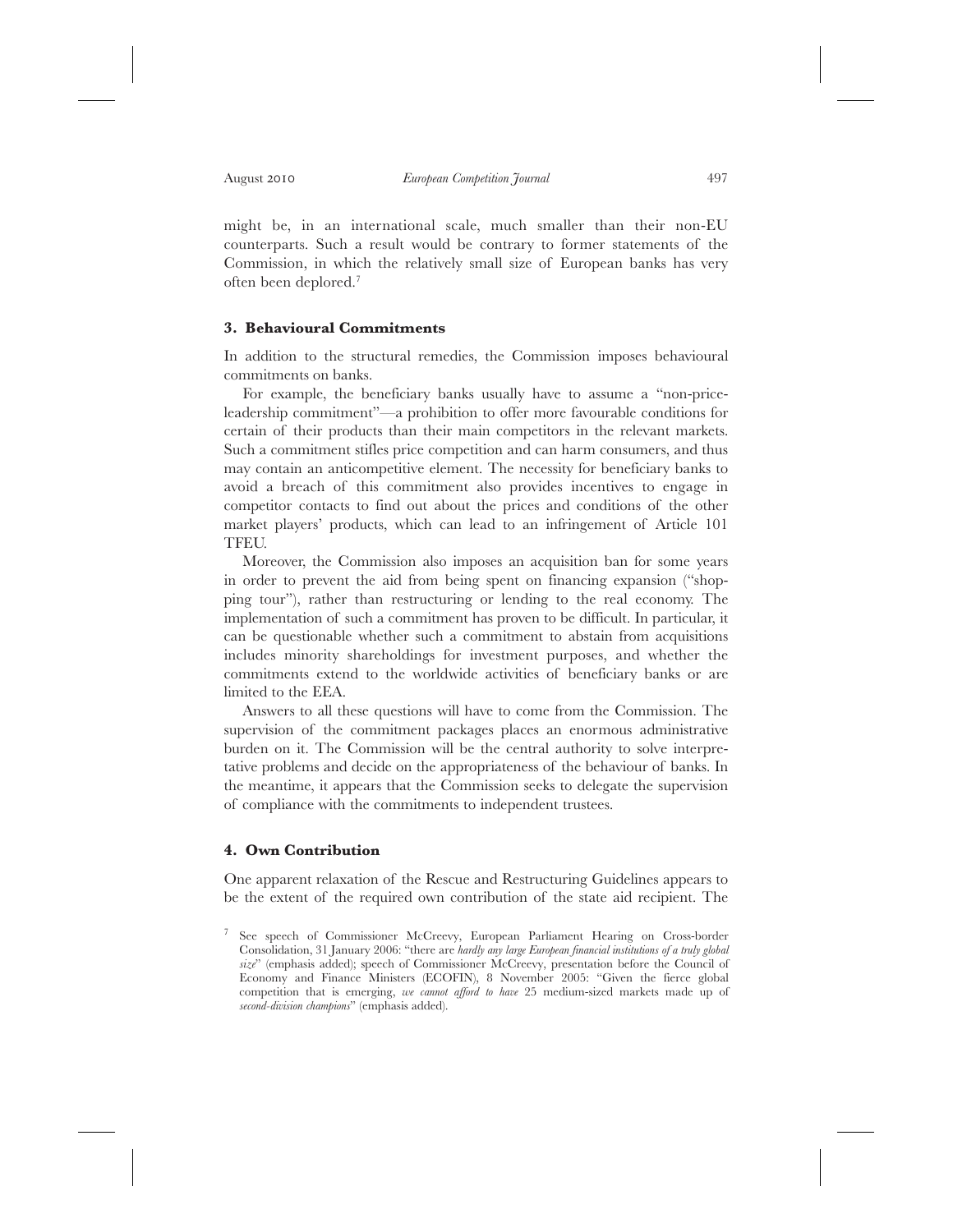might be, in an international scale, much smaller than their non-EU counterparts. Such a result would be contrary to former statements of the Commission, in which the relatively small size of European banks has very often been deplored.[7]

### 3. Behavioural Commitments

In addition to the structural remedies, the Commission imposes behavioural commitments on banks.

For example, the beneficiary banks usually have to assume a "non-price-leadership commitment"—a prohibition to offer more favourable conditions for certain of their products than their main competitors in the relevant markets. Such a commitment stifles price competition and can harm consumers, and thus may contain an anticompetitive element. The necessity for beneficiary banks to avoid a breach of this commitment also provides incentives to engage in competitor contacts to find out about the prices and conditions of the other market players' products, which can lead to an infringement of Article 101 TFEU.

Moreover, the Commission also imposes an acquisition ban for some years in order to prevent the aid from being spent on financing expansion ("shopping tour"), rather than restructuring or lending to the real economy. The implementation of such a commitment has proven to be difficult. In particular, it can be questionable whether such a commitment to abstain from acquisitions includes minority shareholdings for investment purposes, and whether the commitments extend to the worldwide activities of beneficiary banks or are limited to the EEA.

Answers to all these questions will have to come from the Commission. The supervision of the commitment packages places an enormous administrative burden on it. The Commission will be the central authority to solve interpretative problems and decide on the appropriateness of the behaviour of banks. In the meantime, it appears that the Commission seeks to delegate the supervision of compliance with the commitments to independent trustees.

### 4. Own Contribution

One apparent relaxation of the Rescue and Restructuring Guidelines appears to be the extent of the required own contribution of the state aid recipient. The

[7] See speech of Commissioner McCreevy, European Parliament Hearing on Cross-border Consolidation, 31 January 2006: "there are *hardly any large European financial institutions of a truly global size*" (emphasis added); speech of Commissioner McCreevy, presentation before the Council of Economy and Finance Ministers (ECOFIN), 8 November 2005: "Given the fierce global competition that is emerging, *we cannot afford to have* 25 medium-sized markets made up of *second-division champions*" (emphasis added).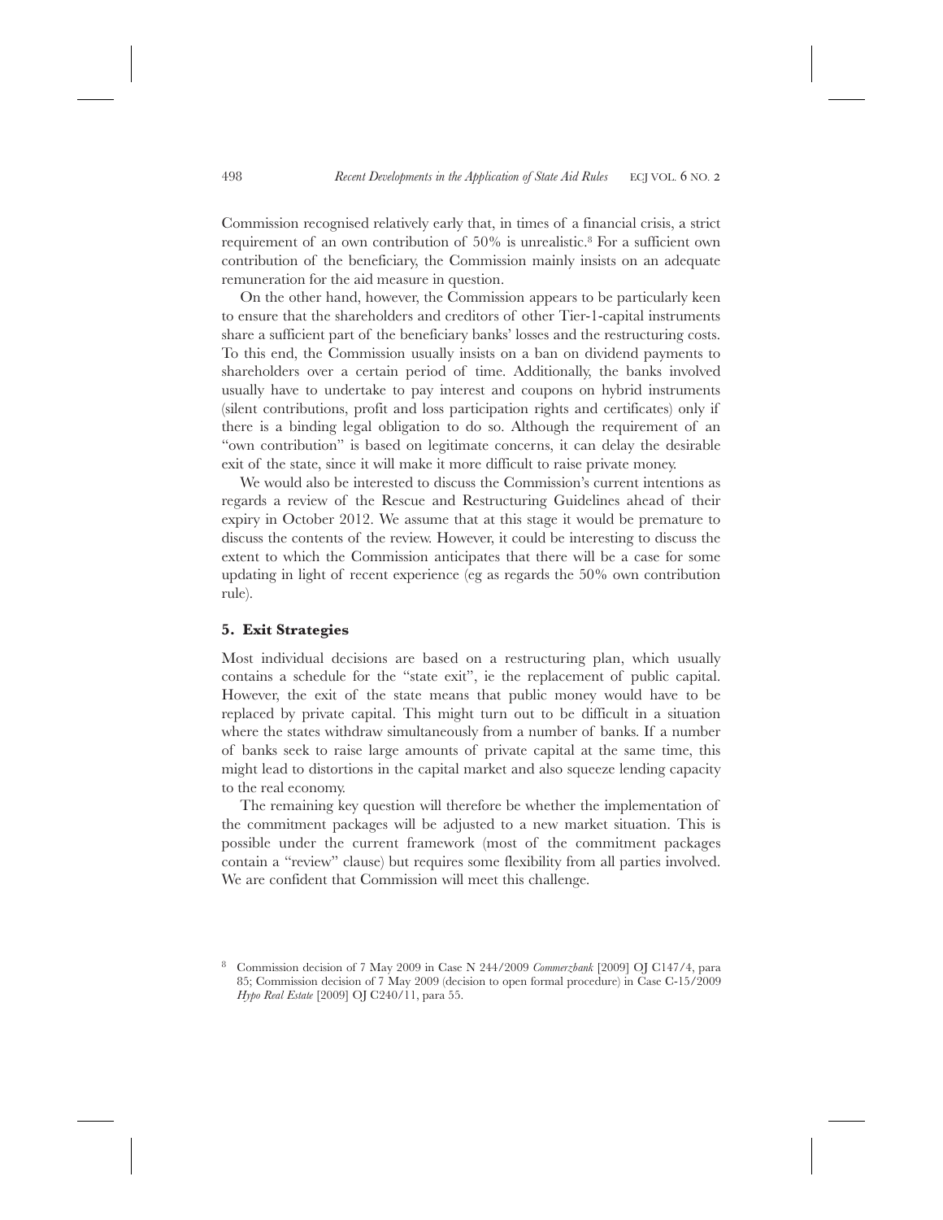Commission recognised relatively early that, in times of a financial crisis, a strict requirement of an own contribution of 50% is unrealistic.[8] For a sufficient own contribution of the beneficiary, the Commission mainly insists on an adequate remuneration for the aid measure in question.

On the other hand, however, the Commission appears to be particularly keen to ensure that the shareholders and creditors of other Tier-1-capital instruments share a sufficient part of the beneficiary banks' losses and the restructuring costs. To this end, the Commission usually insists on a ban on dividend payments to shareholders over a certain period of time. Additionally, the banks involved usually have to undertake to pay interest and coupons on hybrid instruments (silent contributions, profit and loss participation rights and certificates) only if there is a binding legal obligation to do so. Although the requirement of an "own contribution" is based on legitimate concerns, it can delay the desirable exit of the state, since it will make it more difficult to raise private money.

We would also be interested to discuss the Commission's current intentions as regards a review of the Rescue and Restructuring Guidelines ahead of their expiry in October 2012. We assume that at this stage it would be premature to discuss the contents of the review. However, it could be interesting to discuss the extent to which the Commission anticipates that there will be a case for some updating in light of recent experience (eg as regards the 50% own contribution rule).

## 5. Exit Strategies

Most individual decisions are based on a restructuring plan, which usually contains a schedule for the "state exit", ie the replacement of public capital. However, the exit of the state means that public money would have to be replaced by private capital. This might turn out to be difficult in a situation where the states withdraw simultaneously from a number of banks. If a number of banks seek to raise large amounts of private capital at the same time, this might lead to distortions in the capital market and also squeeze lending capacity to the real economy.

The remaining key question will therefore be whether the implementation of the commitment packages will be adjusted to a new market situation. This is possible under the current framework (most of the commitment packages contain a "review" clause) but requires some flexibility from all parties involved. We are confident that Commission will meet this challenge.

[8] Commission decision of 7 May 2009 in Case N 244/2009 *Commerzbank* [2009] OJ C147/4, para 85; Commission decision of 7 May 2009 (decision to open formal procedure) in Case C-15/2009 *Hypo Real Estate* [2009] OJ C240/11, para 55.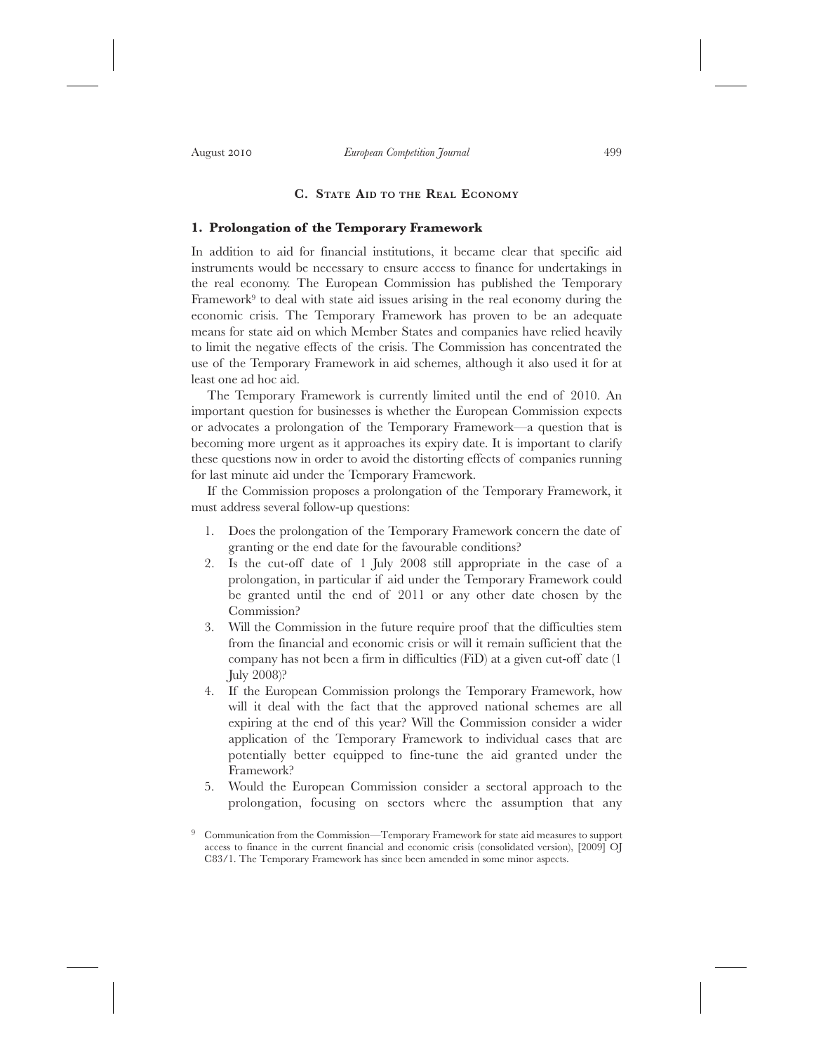## C. State Aid to the Real Economy

### 1. Prolongation of the Temporary Framework

In addition to aid for financial institutions, it became clear that specific aid instruments would be necessary to ensure access to finance for undertakings in the real economy. The European Commission has published the Temporary Framework[9] to deal with state aid issues arising in the real economy during the economic crisis. The Temporary Framework has proven to be an adequate means for state aid on which Member States and companies have relied heavily to limit the negative effects of the crisis. The Commission has concentrated the use of the Temporary Framework in aid schemes, although it also used it for at least one ad hoc aid.

The Temporary Framework is currently limited until the end of 2010. An important question for businesses is whether the European Commission expects or advocates a prolongation of the Temporary Framework—a question that is becoming more urgent as it approaches its expiry date. It is important to clarify these questions now in order to avoid the distorting effects of companies running for last minute aid under the Temporary Framework.

If the Commission proposes a prolongation of the Temporary Framework, it must address several follow-up questions:

1. Does the prolongation of the Temporary Framework concern the date of granting or the end date for the favourable conditions?
2. Is the cut-off date of 1 July 2008 still appropriate in the case of a prolongation, in particular if aid under the Temporary Framework could be granted until the end of 2011 or any other date chosen by the Commission?
3. Will the Commission in the future require proof that the difficulties stem from the financial and economic crisis or will it remain sufficient that the company has not been a firm in difficulties (FiD) at a given cut-off date (1 July 2008)?
4. If the European Commission prolongs the Temporary Framework, how will it deal with the fact that the approved national schemes are all expiring at the end of this year? Will the Commission consider a wider application of the Temporary Framework to individual cases that are potentially better equipped to fine-tune the aid granted under the Framework?
5. Would the European Commission consider a sectoral approach to the prolongation, focusing on sectors where the assumption that any

[9] Communication from the Commission—Temporary Framework for state aid measures to support access to finance in the current financial and economic crisis (consolidated version), [2009] OJ C83/1. The Temporary Framework has since been amended in some minor aspects.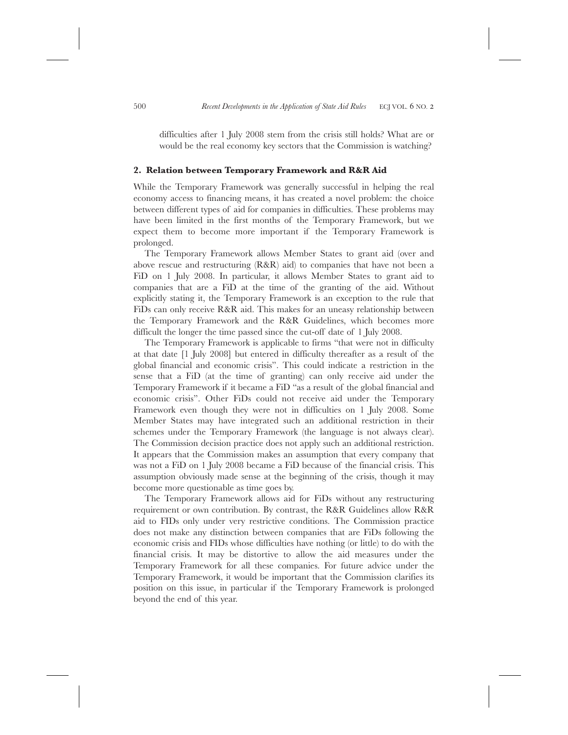difficulties after 1 July 2008 stem from the crisis still holds? What are or would be the real economy key sectors that the Commission is watching?

## 2. Relation between Temporary Framework and R&R Aid

While the Temporary Framework was generally successful in helping the real economy access to financing means, it has created a novel problem: the choice between different types of aid for companies in difficulties. These problems may have been limited in the first months of the Temporary Framework, but we expect them to become more important if the Temporary Framework is prolonged.

The Temporary Framework allows Member States to grant aid (over and above rescue and restructuring (R&R) aid) to companies that have not been a FiD on 1 July 2008. In particular, it allows Member States to grant aid to companies that are a FiD at the time of the granting of the aid. Without explicitly stating it, the Temporary Framework is an exception to the rule that FiDs can only receive R&R aid. This makes for an uneasy relationship between the Temporary Framework and the R&R Guidelines, which becomes more difficult the longer the time passed since the cut-off date of 1 July 2008.

The Temporary Framework is applicable to firms "that were not in difficulty at that date [1 July 2008] but entered in difficulty thereafter as a result of the global financial and economic crisis". This could indicate a restriction in the sense that a FiD (at the time of granting) can only receive aid under the Temporary Framework if it became a FiD "as a result of the global financial and economic crisis". Other FiDs could not receive aid under the Temporary Framework even though they were not in difficulties on 1 July 2008. Some Member States may have integrated such an additional restriction in their schemes under the Temporary Framework (the language is not always clear). The Commission decision practice does not apply such an additional restriction. It appears that the Commission makes an assumption that every company that was not a FiD on 1 July 2008 became a FiD because of the financial crisis. This assumption obviously made sense at the beginning of the crisis, though it may become more questionable as time goes by.

The Temporary Framework allows aid for FiDs without any restructuring requirement or own contribution. By contrast, the R&R Guidelines allow R&R aid to FIDs only under very restrictive conditions. The Commission practice does not make any distinction between companies that are FiDs following the economic crisis and FIDs whose difficulties have nothing (or little) to do with the financial crisis. It may be distortive to allow the aid measures under the Temporary Framework for all these companies. For future advice under the Temporary Framework, it would be important that the Commission clarifies its position on this issue, in particular if the Temporary Framework is prolonged beyond the end of this year.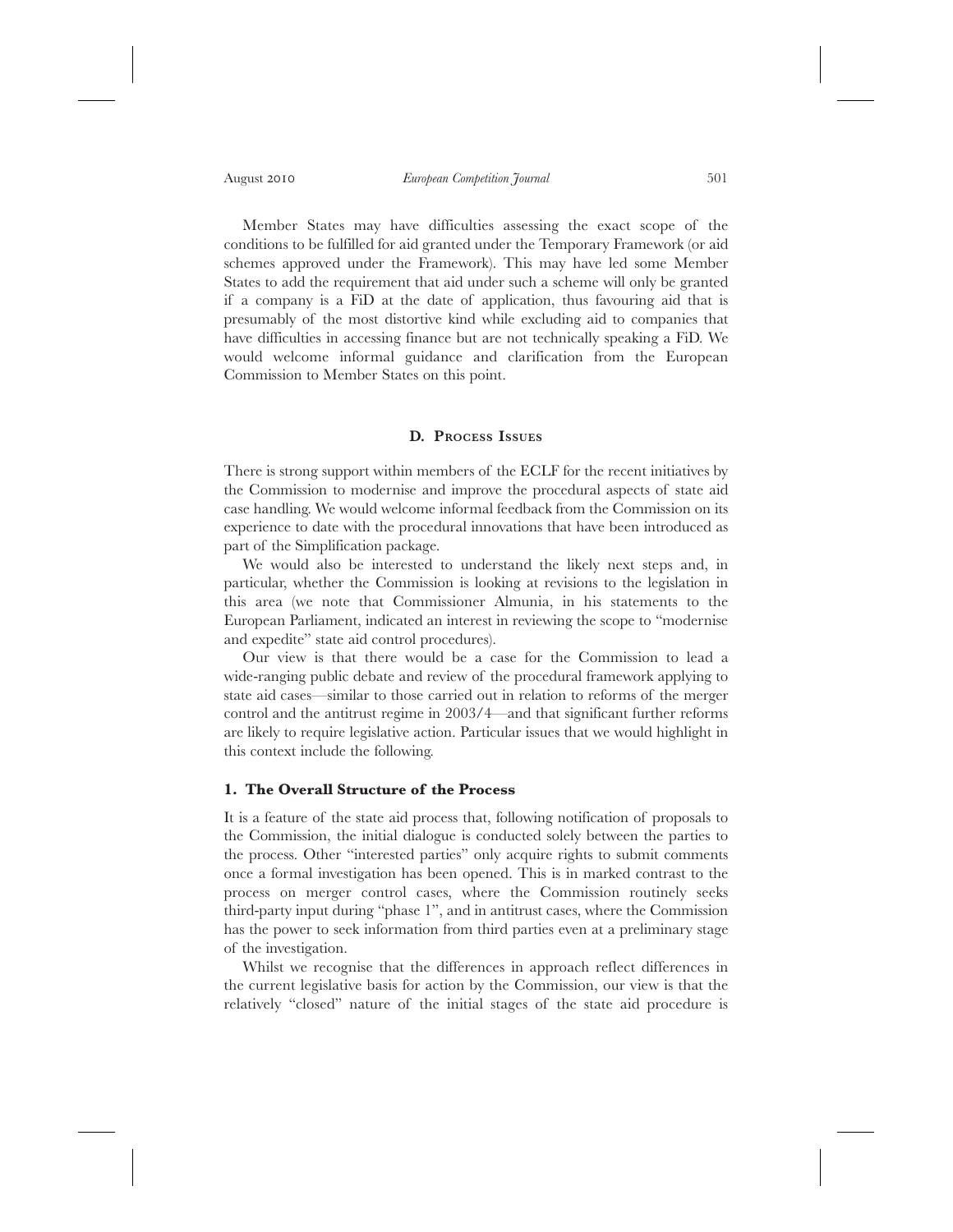Member States may have difficulties assessing the exact scope of the conditions to be fulfilled for aid granted under the Temporary Framework (or aid schemes approved under the Framework). This may have led some Member States to add the requirement that aid under such a scheme will only be granted if a company is a FiD at the date of application, thus favouring aid that is presumably of the most distortive kind while excluding aid to companies that have difficulties in accessing finance but are not technically speaking a FiD. We would welcome informal guidance and clarification from the European Commission to Member States on this point.

## D. Process Issues

There is strong support within members of the ECLF for the recent initiatives by the Commission to modernise and improve the procedural aspects of state aid case handling. We would welcome informal feedback from the Commission on its experience to date with the procedural innovations that have been introduced as part of the Simplification package.

We would also be interested to understand the likely next steps and, in particular, whether the Commission is looking at revisions to the legislation in this area (we note that Commissioner Almunia, in his statements to the European Parliament, indicated an interest in reviewing the scope to "modernise and expedite" state aid control procedures).

Our view is that there would be a case for the Commission to lead a wide-ranging public debate and review of the procedural framework applying to state aid cases—similar to those carried out in relation to reforms of the merger control and the antitrust regime in 2003/4—and that significant further reforms are likely to require legislative action. Particular issues that we would highlight in this context include the following.

### 1. The Overall Structure of the Process

It is a feature of the state aid process that, following notification of proposals to the Commission, the initial dialogue is conducted solely between the parties to the process. Other "interested parties" only acquire rights to submit comments once a formal investigation has been opened. This is in marked contrast to the process on merger control cases, where the Commission routinely seeks third-party input during "phase 1", and in antitrust cases, where the Commission has the power to seek information from third parties even at a preliminary stage of the investigation.

Whilst we recognise that the differences in approach reflect differences in the current legislative basis for action by the Commission, our view is that the relatively "closed" nature of the initial stages of the state aid procedure is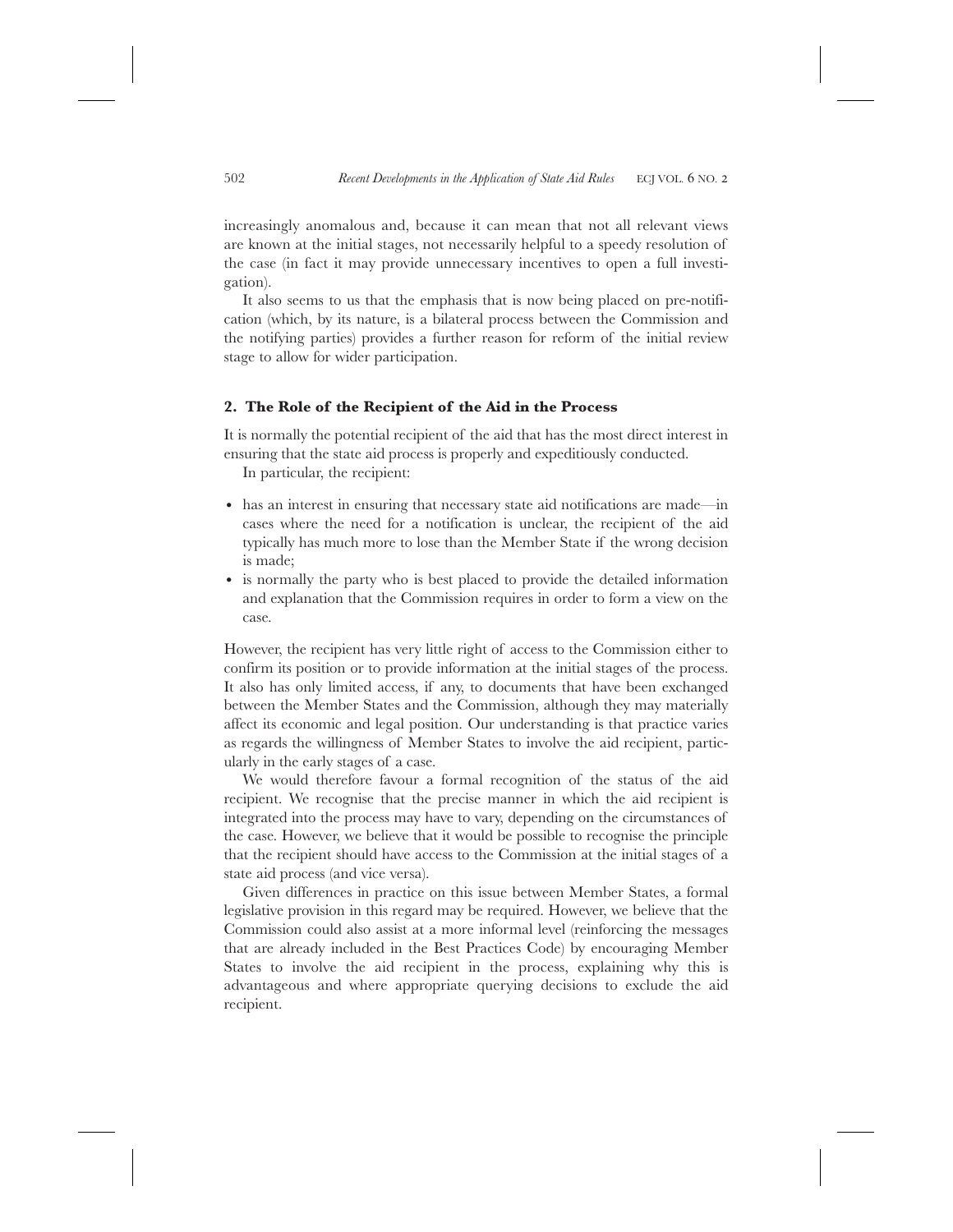increasingly anomalous and, because it can mean that not all relevant views are known at the initial stages, not necessarily helpful to a speedy resolution of the case (in fact it may provide unnecessary incentives to open a full investigation).

It also seems to us that the emphasis that is now being placed on pre-notification (which, by its nature, is a bilateral process between the Commission and the notifying parties) provides a further reason for reform of the initial review stage to allow for wider participation.

## 2. The Role of the Recipient of the Aid in the Process

It is normally the potential recipient of the aid that has the most direct interest in ensuring that the state aid process is properly and expeditiously conducted.

In particular, the recipient:

- has an interest in ensuring that necessary state aid notifications are made—in cases where the need for a notification is unclear, the recipient of the aid typically has much more to lose than the Member State if the wrong decision is made;
- is normally the party who is best placed to provide the detailed information and explanation that the Commission requires in order to form a view on the case.

However, the recipient has very little right of access to the Commission either to confirm its position or to provide information at the initial stages of the process. It also has only limited access, if any, to documents that have been exchanged between the Member States and the Commission, although they may materially affect its economic and legal position. Our understanding is that practice varies as regards the willingness of Member States to involve the aid recipient, particularly in the early stages of a case.

We would therefore favour a formal recognition of the status of the aid recipient. We recognise that the precise manner in which the aid recipient is integrated into the process may have to vary, depending on the circumstances of the case. However, we believe that it would be possible to recognise the principle that the recipient should have access to the Commission at the initial stages of a state aid process (and vice versa).

Given differences in practice on this issue between Member States, a formal legislative provision in this regard may be required. However, we believe that the Commission could also assist at a more informal level (reinforcing the messages that are already included in the Best Practices Code) by encouraging Member States to involve the aid recipient in the process, explaining why this is advantageous and where appropriate querying decisions to exclude the aid recipient.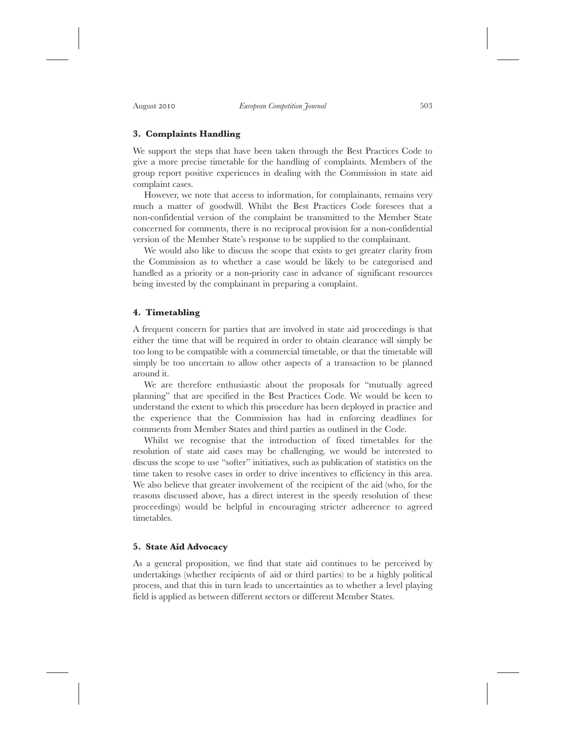### 3. Complaints Handling

We support the steps that have been taken through the Best Practices Code to give a more precise timetable for the handling of complaints. Members of the group report positive experiences in dealing with the Commission in state aid complaint cases.

However, we note that access to information, for complainants, remains very much a matter of goodwill. Whilst the Best Practices Code foresees that a non-confidential version of the complaint be transmitted to the Member State concerned for comments, there is no reciprocal provision for a non-confidential version of the Member State's response to be supplied to the complainant.

We would also like to discuss the scope that exists to get greater clarity from the Commission as to whether a case would be likely to be categorised and handled as a priority or a non-priority case in advance of significant resources being invested by the complainant in preparing a complaint.

### 4. Timetabling

A frequent concern for parties that are involved in state aid proceedings is that either the time that will be required in order to obtain clearance will simply be too long to be compatible with a commercial timetable, or that the timetable will simply be too uncertain to allow other aspects of a transaction to be planned around it.

We are therefore enthusiastic about the proposals for "mutually agreed planning" that are specified in the Best Practices Code. We would be keen to understand the extent to which this procedure has been deployed in practice and the experience that the Commission has had in enforcing deadlines for comments from Member States and third parties as outlined in the Code.

Whilst we recognise that the introduction of fixed timetables for the resolution of state aid cases may be challenging, we would be interested to discuss the scope to use "softer" initiatives, such as publication of statistics on the time taken to resolve cases in order to drive incentives to efficiency in this area. We also believe that greater involvement of the recipient of the aid (who, for the reasons discussed above, has a direct interest in the speedy resolution of these proceedings) would be helpful in encouraging stricter adherence to agreed timetables.

### 5. State Aid Advocacy

As a general proposition, we find that state aid continues to be perceived by undertakings (whether recipients of aid or third parties) to be a highly political process, and that this in turn leads to uncertainties as to whether a level playing field is applied as between different sectors or different Member States.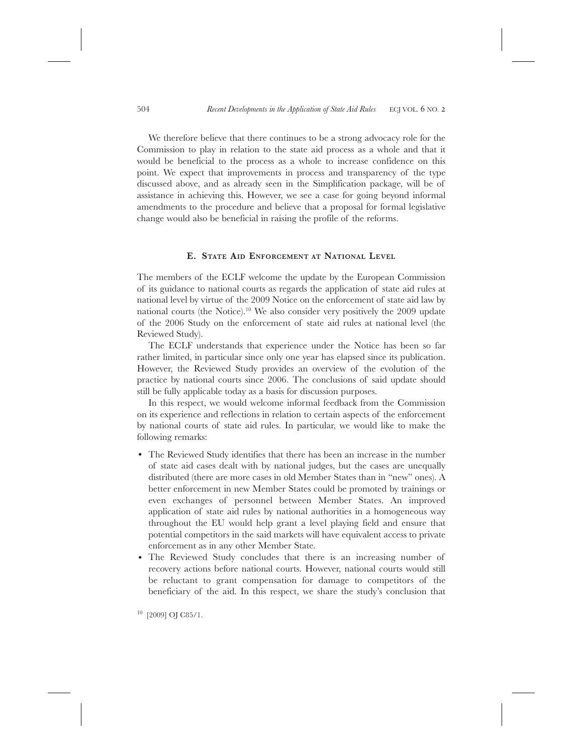We therefore believe that there continues to be a strong advocacy role for the Commission to play in relation to the state aid process as a whole and that it would be beneficial to the process as a whole to increase confidence on this point. We expect that improvements in process and transparency of the type discussed above, and as already seen in the Simplification package, will be of assistance in achieving this. However, we see a case for going beyond informal amendments to the procedure and believe that a proposal for formal legislative change would also be beneficial in raising the profile of the reforms.

## E. State Aid Enforcement at National Level

The members of the ECLF welcome the update by the European Commission of its guidance to national courts as regards the application of state aid rules at national level by virtue of the 2009 Notice on the enforcement of state aid law by national courts (the Notice).[10] We also consider very positively the 2009 update of the 2006 Study on the enforcement of state aid rules at national level (the Reviewed Study).

The ECLF understands that experience under the Notice has been so far rather limited, in particular since only one year has elapsed since its publication. However, the Reviewed Study provides an overview of the evolution of the practice by national courts since 2006. The conclusions of said update should still be fully applicable today as a basis for discussion purposes.

In this respect, we would welcome informal feedback from the Commission on its experience and reflections in relation to certain aspects of the enforcement by national courts of state aid rules. In particular, we would like to make the following remarks:

- The Reviewed Study identifies that there has been an increase in the number of state aid cases dealt with by national judges, but the cases are unequally distributed (there are more cases in old Member States than in "new" ones). A better enforcement in new Member States could be promoted by trainings or even exchanges of personnel between Member States. An improved application of state aid rules by national authorities in a homogeneous way throughout the EU would help grant a level playing field and ensure that potential competitors in the said markets will have equivalent access to private enforcement as in any other Member State.
- The Reviewed Study concludes that there is an increasing number of recovery actions before national courts. However, national courts would still be reluctant to grant compensation for damage to competitors of the beneficiary of the aid. In this respect, we share the study's conclusion that

[10] [2009] OJ C85/1.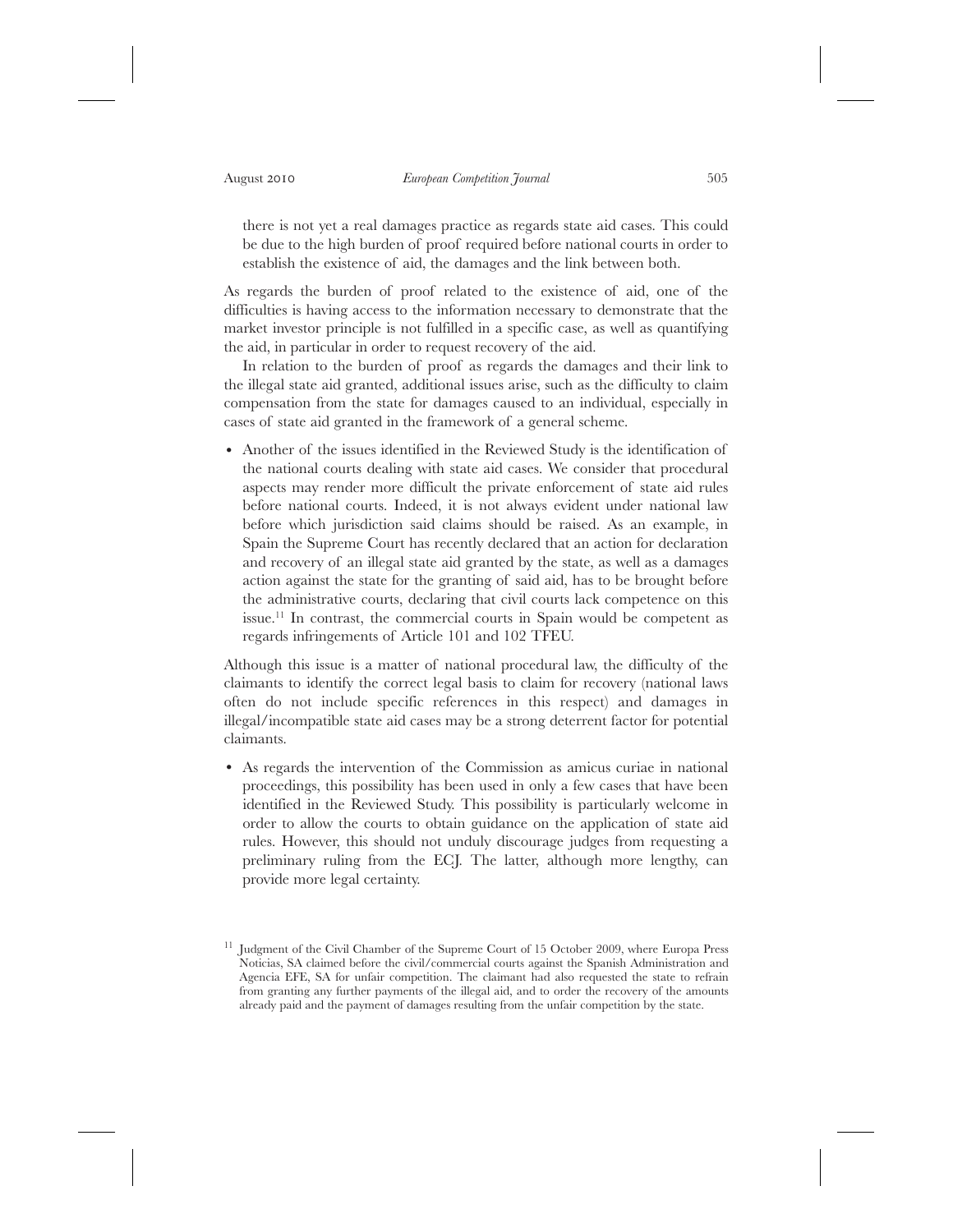there is not yet a real damages practice as regards state aid cases. This could be due to the high burden of proof required before national courts in order to establish the existence of aid, the damages and the link between both.

As regards the burden of proof related to the existence of aid, one of the difficulties is having access to the information necessary to demonstrate that the market investor principle is not fulfilled in a specific case, as well as quantifying the aid, in particular in order to request recovery of the aid.

In relation to the burden of proof as regards the damages and their link to the illegal state aid granted, additional issues arise, such as the difficulty to claim compensation from the state for damages caused to an individual, especially in cases of state aid granted in the framework of a general scheme.

- Another of the issues identified in the Reviewed Study is the identification of the national courts dealing with state aid cases. We consider that procedural aspects may render more difficult the private enforcement of state aid rules before national courts. Indeed, it is not always evident under national law before which jurisdiction said claims should be raised. As an example, in Spain the Supreme Court has recently declared that an action for declaration and recovery of an illegal state aid granted by the state, as well as a damages action against the state for the granting of said aid, has to be brought before the administrative courts, declaring that civil courts lack competence on this issue.[11] In contrast, the commercial courts in Spain would be competent as regards infringements of Article 101 and 102 TFEU.

Although this issue is a matter of national procedural law, the difficulty of the claimants to identify the correct legal basis to claim for recovery (national laws often do not include specific references in this respect) and damages in illegal/incompatible state aid cases may be a strong deterrent factor for potential claimants.

- As regards the intervention of the Commission as amicus curiae in national proceedings, this possibility has been used in only a few cases that have been identified in the Reviewed Study. This possibility is particularly welcome in order to allow the courts to obtain guidance on the application of state aid rules. However, this should not unduly discourage judges from requesting a preliminary ruling from the ECJ. The latter, although more lengthy, can provide more legal certainty.

[11] Judgment of the Civil Chamber of the Supreme Court of 15 October 2009, where Europa Press Noticias, SA claimed before the civil/commercial courts against the Spanish Administration and Agencia EFE, SA for unfair competition. The claimant had also requested the state to refrain from granting any further payments of the illegal aid, and to order the recovery of the amounts already paid and the payment of damages resulting from the unfair competition by the state.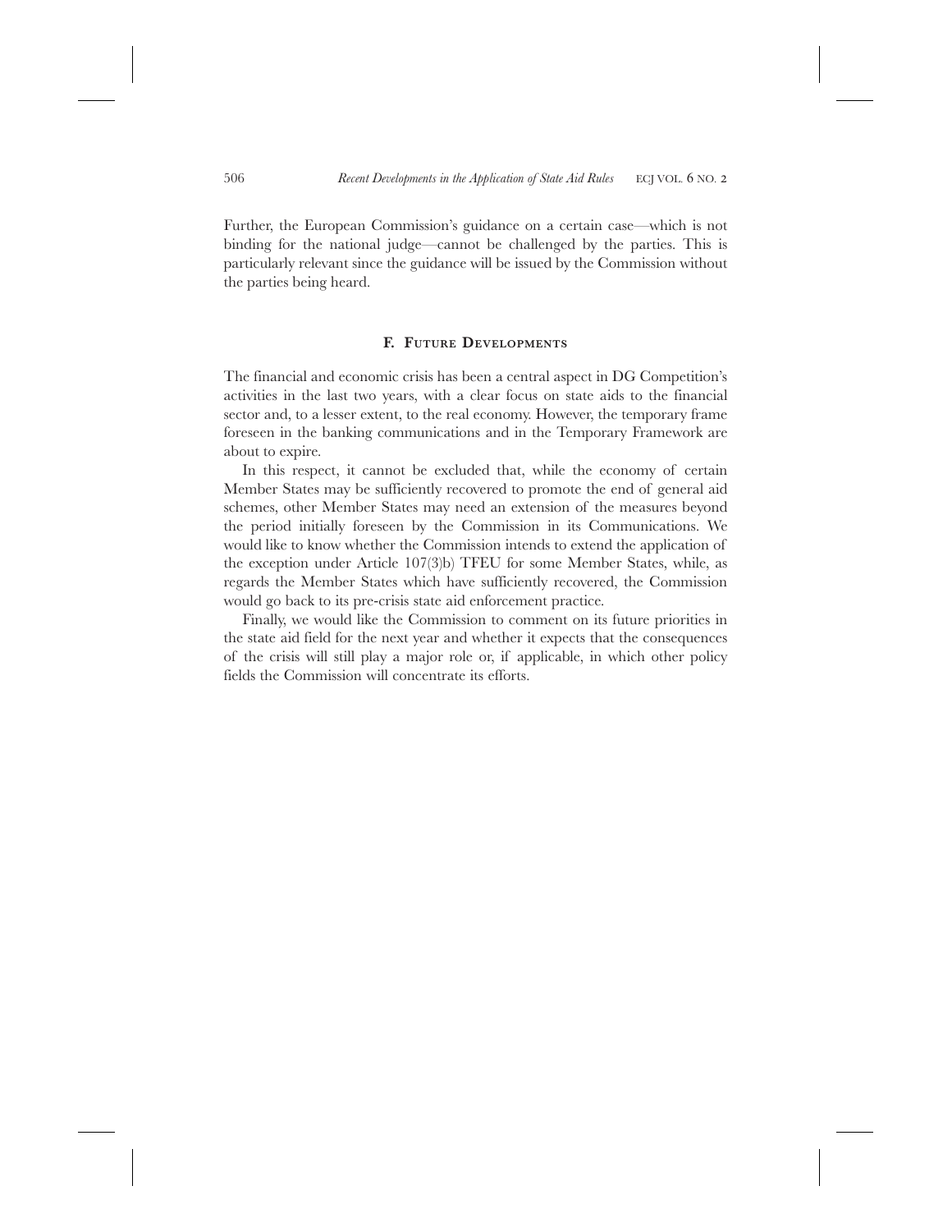Further, the European Commission's guidance on a certain case—which is not binding for the national judge—cannot be challenged by the parties. This is particularly relevant since the guidance will be issued by the Commission without the parties being heard.

### F. Future Developments

The financial and economic crisis has been a central aspect in DG Competition's activities in the last two years, with a clear focus on state aids to the financial sector and, to a lesser extent, to the real economy. However, the temporary frame foreseen in the banking communications and in the Temporary Framework are about to expire.

In this respect, it cannot be excluded that, while the economy of certain Member States may be sufficiently recovered to promote the end of general aid schemes, other Member States may need an extension of the measures beyond the period initially foreseen by the Commission in its Communications. We would like to know whether the Commission intends to extend the application of the exception under Article 107(3)b) TFEU for some Member States, while, as regards the Member States which have sufficiently recovered, the Commission would go back to its pre-crisis state aid enforcement practice.

Finally, we would like the Commission to comment on its future priorities in the state aid field for the next year and whether it expects that the consequences of the crisis will still play a major role or, if applicable, in which other policy fields the Commission will concentrate its efforts.